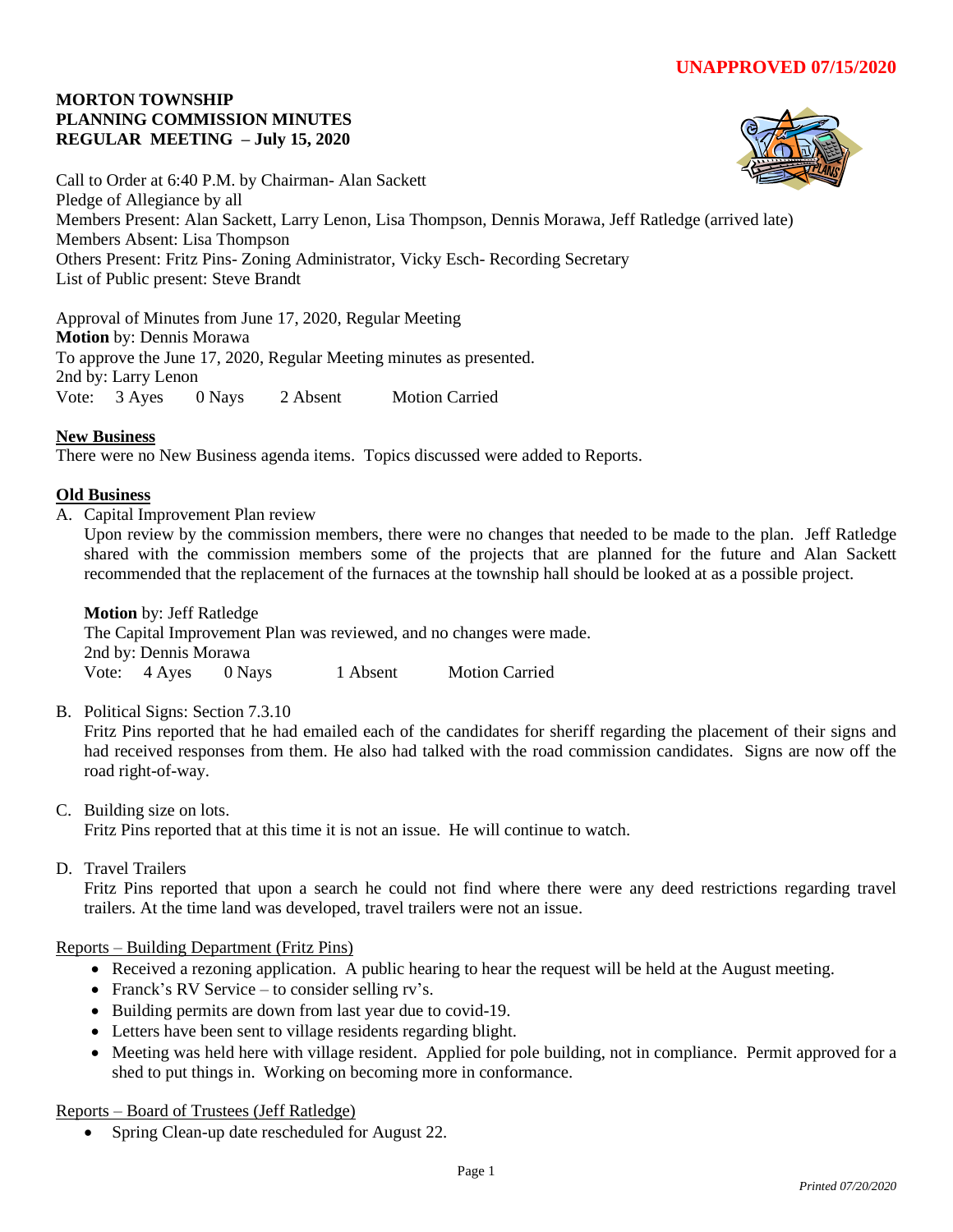**UNAPPROVED 07/15/2020**

**MORTON TOWNSHIP**
**PLANNING COMMISSION MINUTES**
**REGULAR MEETING – July 15, 2020**

Call to Order at 6:40 P.M. by Chairman- Alan Sackett
Pledge of Allegiance by all
Members Present: Alan Sackett, Larry Lenon, Lisa Thompson, Dennis Morawa, Jeff Ratledge (arrived late)
Members Absent: Lisa Thompson
Others Present: Fritz Pins- Zoning Administrator, Vicky Esch- Recording Secretary
List of Public present: Steve Brandt

Approval of Minutes from June 17, 2020, Regular Meeting
**Motion** by: Dennis Morawa
To approve the June 17, 2020, Regular Meeting minutes as presented.
2nd by: Larry Lenon
Vote: 3 Ayes 0 Nays 2 Absent Motion Carried

**New Business**
There were no New Business agenda items. Topics discussed were added to Reports.

**Old Business**

A. Capital Improvement Plan review
Upon review by the commission members, there were no changes that needed to be made to the plan. Jeff Ratledge shared with the commission members some of the projects that are planned for the future and Alan Sackett recommended that the replacement of the furnaces at the township hall should be looked at as a possible project.

**Motion** by: Jeff Ratledge
The Capital Improvement Plan was reviewed, and no changes were made.
2nd by: Dennis Morawa
Vote: 4 Ayes 0 Nays 1 Absent Motion Carried

B. Political Signs: Section 7.3.10
Fritz Pins reported that he had emailed each of the candidates for sheriff regarding the placement of their signs and had received responses from them. He also had talked with the road commission candidates. Signs are now off the road right-of-way.

C. Building size on lots.
Fritz Pins reported that at this time it is not an issue. He will continue to watch.

D. Travel Trailers
Fritz Pins reported that upon a search he could not find where there were any deed restrictions regarding travel trailers. At the time land was developed, travel trailers were not an issue.

Reports – Building Department (Fritz Pins)

- Received a rezoning application. A public hearing to hear the request will be held at the August meeting.
- Franck's RV Service – to consider selling rv's.
- Building permits are down from last year due to covid-19.
- Letters have been sent to village residents regarding blight.
- Meeting was held here with village resident. Applied for pole building, not in compliance. Permit approved for a shed to put things in. Working on becoming more in conformance.

Reports – Board of Trustees (Jeff Ratledge)

- Spring Clean-up date rescheduled for August 22.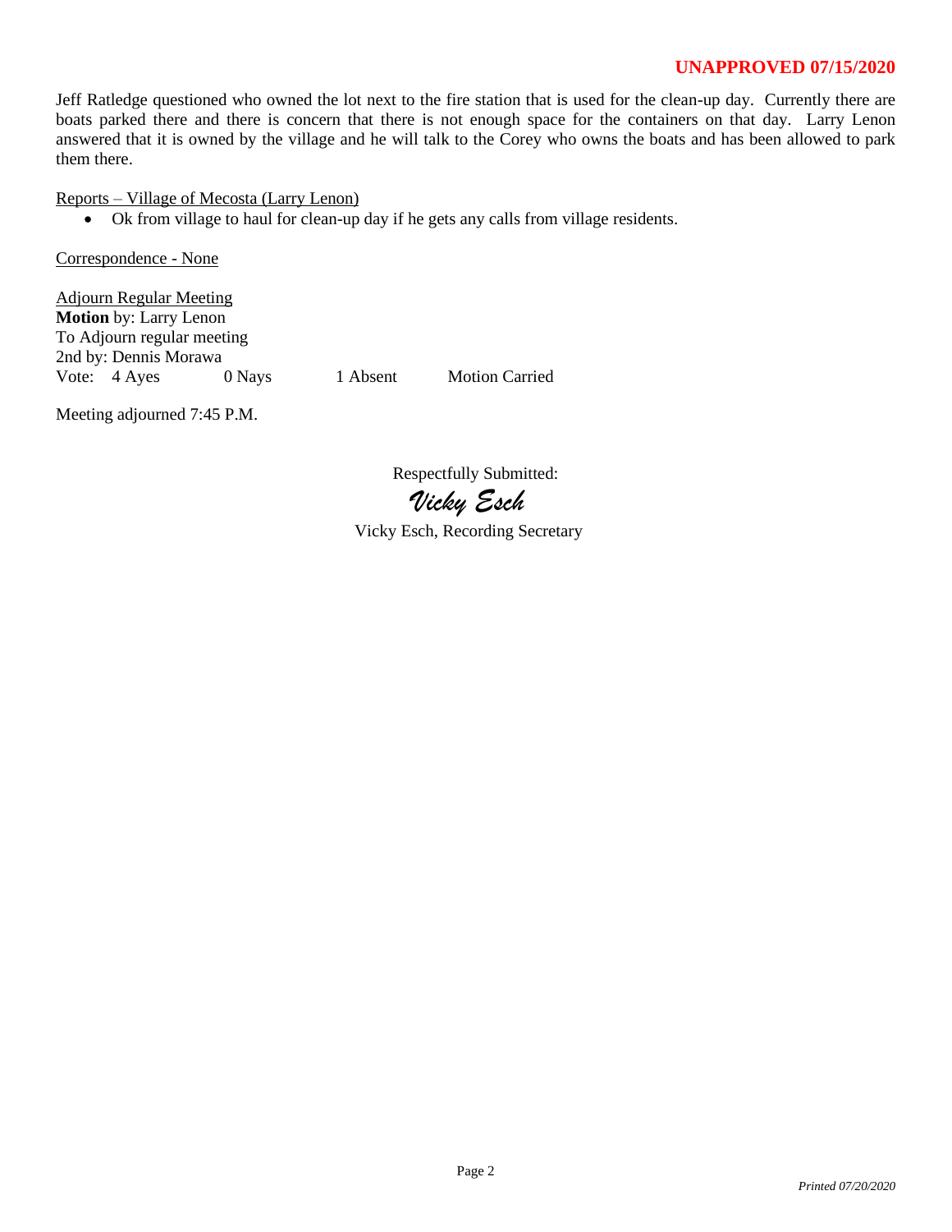**UNAPPROVED 07/15/2020**

Jeff Ratledge questioned who owned the lot next to the fire station that is used for the clean-up day. Currently there are boats parked there and there is concern that there is not enough space for the containers on that day. Larry Lenon answered that it is owned by the village and he will talk to the Corey who owns the boats and has been allowed to park them there.

Reports – Village of Mecosta (Larry Lenon)

- Ok from village to haul for clean-up day if he gets any calls from village residents.

Correspondence - None

Adjourn Regular Meeting
**Motion** by: Larry Lenon
To Adjourn regular meeting
2nd by: Dennis Morawa
Vote: 4 Ayes 0 Nays 1 Absent Motion Carried

Meeting adjourned 7:45 P.M.

Respectfully Submitted:
*Vicky Esch*
Vicky Esch, Recording Secretary

*Printed 07/20/2020*